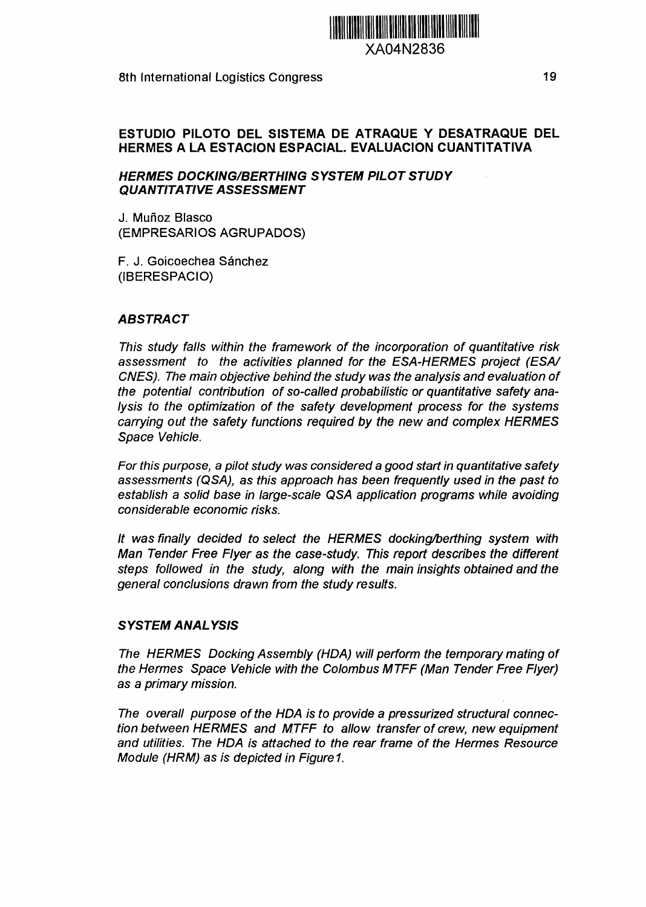# ESTUDIO PILOTO DEL SISTEMA DE ATRAQUE Y DESATRAQUE DEL HERMES A LA ESTACION ESPACIAL. EVALUACION CUANTITATIVA

## *HERMES DOCKING/BERTHING SYSTEM PILOT STUDY QUANTITATIVE ASSESSMENT*

J. Muñoz Blasco
(EMPRESARIOS AGRUPADOS)

F. J. Goicoechea Sánchez
(IBERESPACIO)

### *ABSTRACT*

*This study falls within the framework of the incorporation of quantitative risk assessment to the activities planned for the ESA-HERMES project (ESA/ CNES). The main objective behind the study was the analysis and evaluation of the potential contribution of so-called probabilistic or quantitative safety analysis to the optimization of the safety development process for the systems carrying out the safety functions required by the new and complex HERMES Space Vehicle.*

*For this purpose, a pilot study was considered a good start in quantitative safety assessments (QSA), as this approach has been frequently used in the past to establish a solid base in large-scale QSA application programs while avoiding considerable economic risks.*

*It was finally decided to select the HERMES docking/berthing system with Man Tender Free Flyer as the case-study. This report describes the different steps followed in the study, along with the main insights obtained and the general conclusions drawn from the study results.*

### *SYSTEM ANALYSIS*

*The HERMES Docking Assembly (HDA) will perform the temporary mating of the Hermes Space Vehicle with the Colombus MTFF (Man Tender Free Flyer) as a primary mission.*

*The overall purpose of the HDA is to provide a pressurized structural connection between HERMES and MTFF to allow transfer of crew, new equipment and utilities. The HDA is attached to the rear frame of the Hermes Resource Module (HRM) as is depicted in Figure1.*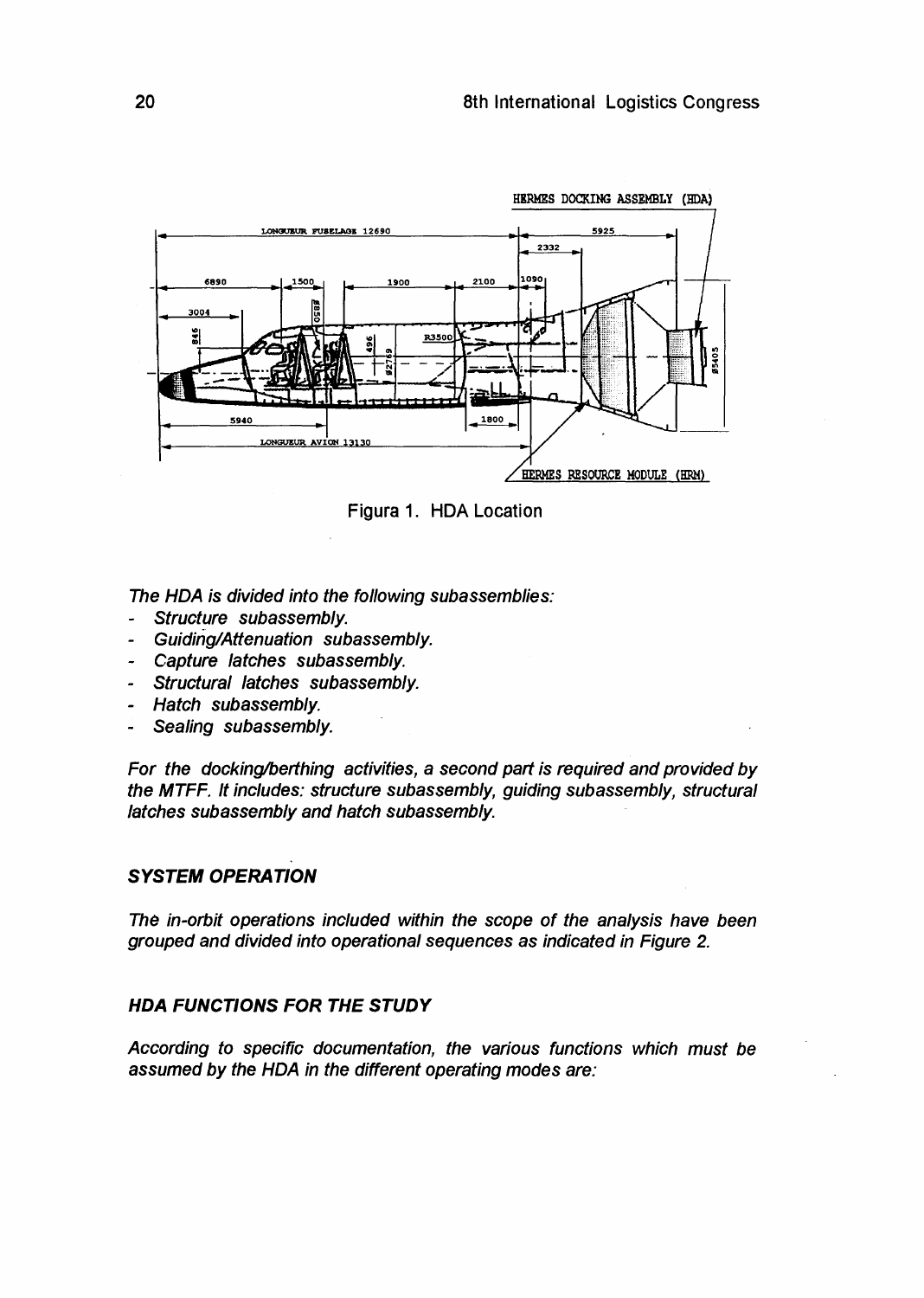Figura 1. HDA Location

*The HDA is divided into the following subassemblies:*

- *Structure subassembly.*
- *Guiding/Attenuation subassembly.*
- *Capture latches subassembly.*
- *Structural latches subassembly.*
- *Hatch subassembly.*
- *Sealing subassembly.*

*For the docking/berthing activities, a second part is required and provided by the MTFF. It includes: structure subassembly, guiding subassembly, structural latches subassembly and hatch subassembly.*

### *SYSTEM OPERATION*

*The in-orbit operations included within the scope of the analysis have been grouped and divided into operational sequences as indicated in Figure 2.*

### *HDA FUNCTIONS FOR THE STUDY*

*According to specific documentation, the various functions which must be assumed by the HDA in the different operating modes are:*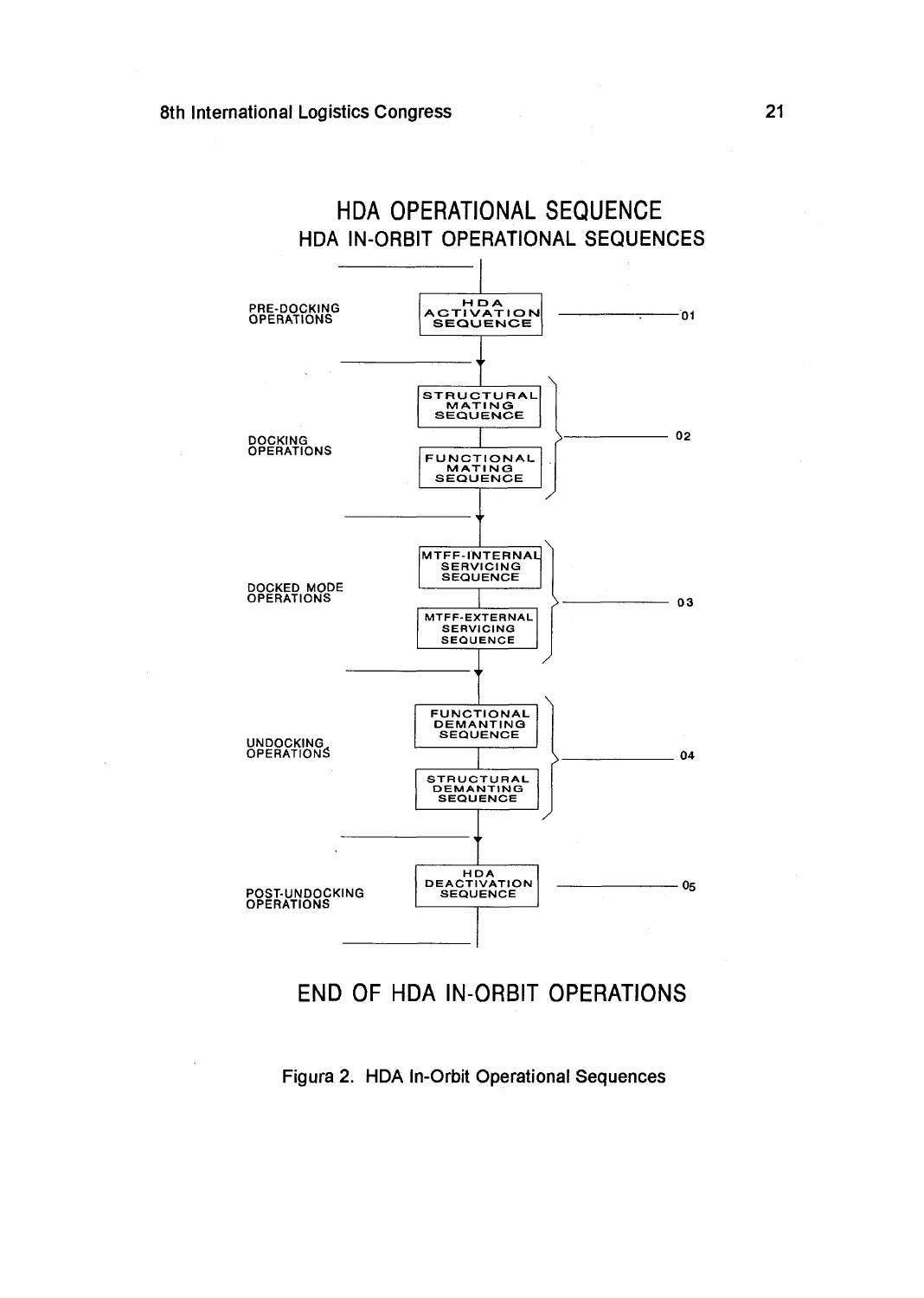## HDA OPERATIONAL SEQUENCE

### HDA IN-ORBIT OPERATIONAL SEQUENCES

| Phase | Sequence | Ref. |
| --- | --- | --- |
| PRE-DOCKING OPERATIONS | HDA ACTIVATION SEQUENCE | 01 |
| DOCKING OPERATIONS | STRUCTURAL MATING SEQUENCE<br>FUNCTIONAL MATING SEQUENCE | 02 |
| DOCKED MODE OPERATIONS | MTFF-INTERNAL SERVICING SEQUENCE<br>MTFF-EXTERNAL SERVICING SEQUENCE | 03 |
| UNDOCKING OPERATIONS | FUNCTIONAL DEMANTING SEQUENCE<br>STRUCTURAL DEMANTING SEQUENCE | 04 |
| POST-UNDOCKING OPERATIONS | HDA DEACTIVATION SEQUENCE | 05 |

**END OF HDA IN-ORBIT OPERATIONS**

Figura 2. HDA In-Orbit Operational Sequences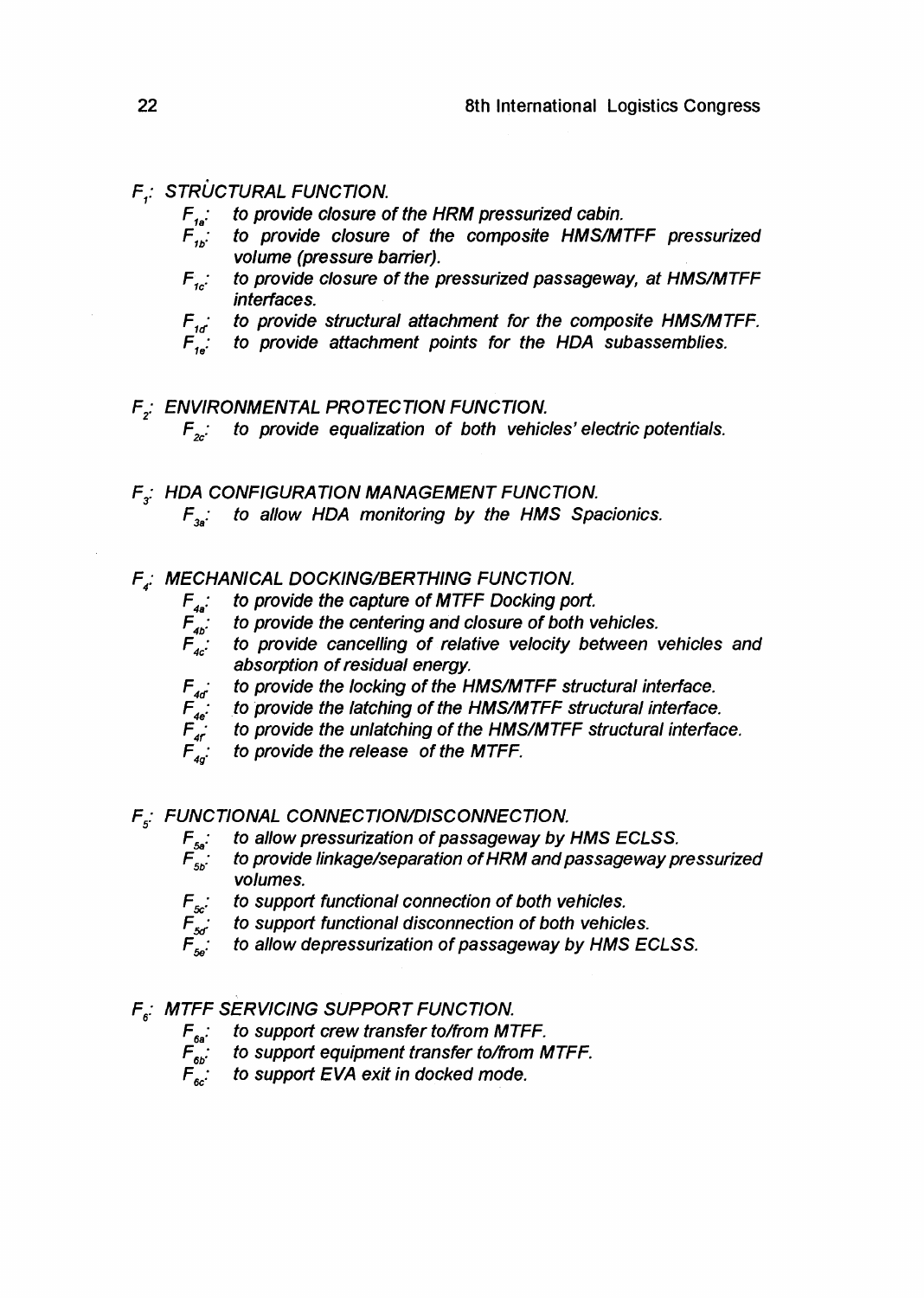*$F_1$: STRUCTURAL FUNCTION.*

- *$F_{1a}$: to provide closure of the HRM pressurized cabin.*
- *$F_{1b}$: to provide closure of the composite HMS/MTFF pressurized volume (pressure barrier).*
- *$F_{1c}$: to provide closure of the pressurized passageway, at HMS/MTFF interfaces.*
- *$F_{1d}$: to provide structural attachment for the composite HMS/MTFF.*
- *$F_{1e}$: to provide attachment points for the HDA subassemblies.*

*$F_2$: ENVIRONMENTAL PROTECTION FUNCTION.*

- *$F_{2c}$: to provide equalization of both vehicles' electric potentials.*

*$F_3$: HDA CONFIGURATION MANAGEMENT FUNCTION.*

- *$F_{3a}$: to allow HDA monitoring by the HMS Spacionics.*

*$F_4$: MECHANICAL DOCKING/BERTHING FUNCTION.*

- *$F_{4a}$: to provide the capture of MTFF Docking port.*
- *$F_{4b}$: to provide the centering and closure of both vehicles.*
- *$F_{4c}$: to provide cancelling of relative velocity between vehicles and absorption of residual energy.*
- *$F_{4d}$: to provide the locking of the HMS/MTFF structural interface.*
- *$F_{4e}$: to provide the latching of the HMS/MTFF structural interface.*
- *$F_{4f}$: to provide the unlatching of the HMS/MTFF structural interface.*
- *$F_{4g}$: to provide the release of the MTFF.*

*$F_5$: FUNCTIONAL CONNECTION/DISCONNECTION.*

- *$F_{5a}$: to allow pressurization of passageway by HMS ECLSS.*
- *$F_{5b}$: to provide linkage/separation of HRM and passageway pressurized volumes.*
- *$F_{5c}$: to support functional connection of both vehicles.*
- *$F_{5d}$: to support functional disconnection of both vehicles.*
- *$F_{5e}$: to allow depressurization of passageway by HMS ECLSS.*

*$F_6$: MTFF SERVICING SUPPORT FUNCTION.*

- *$F_{6a}$: to support crew transfer to/from MTFF.*
- *$F_{6b}$: to support equipment transfer to/from MTFF.*
- *$F_{6c}$: to support EVA exit in docked mode.*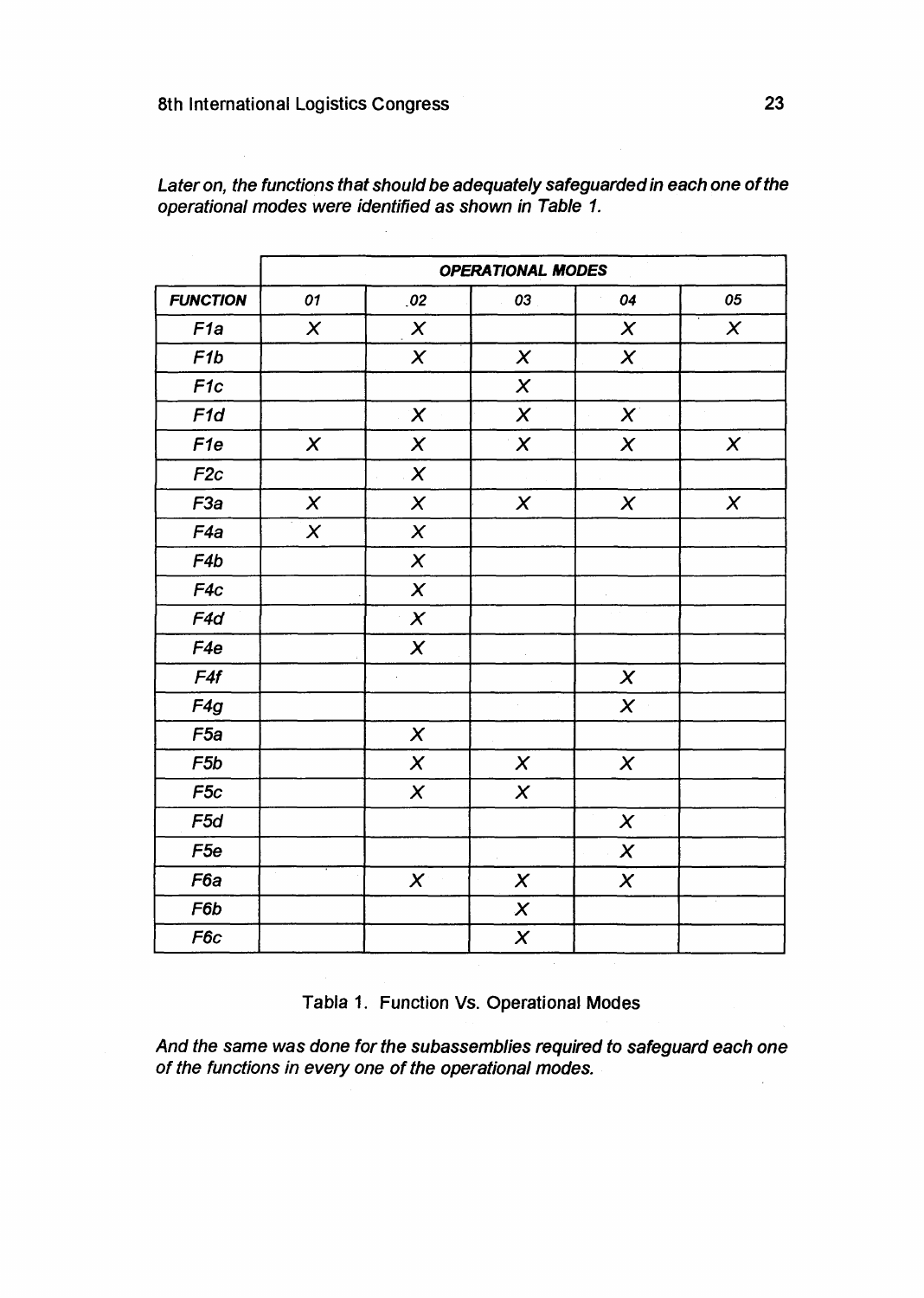*Later on, the functions that should be adequately safeguarded in each one of the operational modes were identified as shown in Table 1.*

| | ***OPERATIONAL MODES*** | | | | |
|---|---|---|---|---|---|
| ***FUNCTION*** | *01* | *02* | *03* | *04* | *05* |
| *F1a* | *X* | *X* | | *X* | *X* |
| *F1b* | | *X* | *X* | *X* | |
| *F1c* | | | *X* | | |
| *F1d* | | *X* | *X* | *X* | |
| *F1e* | *X* | *X* | *X* | *X* | *X* |
| *F2c* | | *X* | | | |
| *F3a* | *X* | *X* | *X* | *X* | *X* |
| *F4a* | *X* | *X* | | | |
| *F4b* | | *X* | | | |
| *F4c* | | *X* | | | |
| *F4d* | | *X* | | | |
| *F4e* | | *X* | | | |
| *F4f* | | | | *X* | |
| *F4g* | | | | *X* | |
| *F5a* | | *X* | | | |
| *F5b* | | *X* | *X* | *X* | |
| *F5c* | | *X* | *X* | | |
| *F5d* | | | | *X* | |
| *F5e* | | | | *X* | |
| *F6a* | | *X* | *X* | *X* | |
| *F6b* | | | *X* | | |
| *F6c* | | | *X* | | |

Tabla 1. Function Vs. Operational Modes

*And the same was done for the subassemblies required to safeguard each one of the functions in every one of the operational modes.*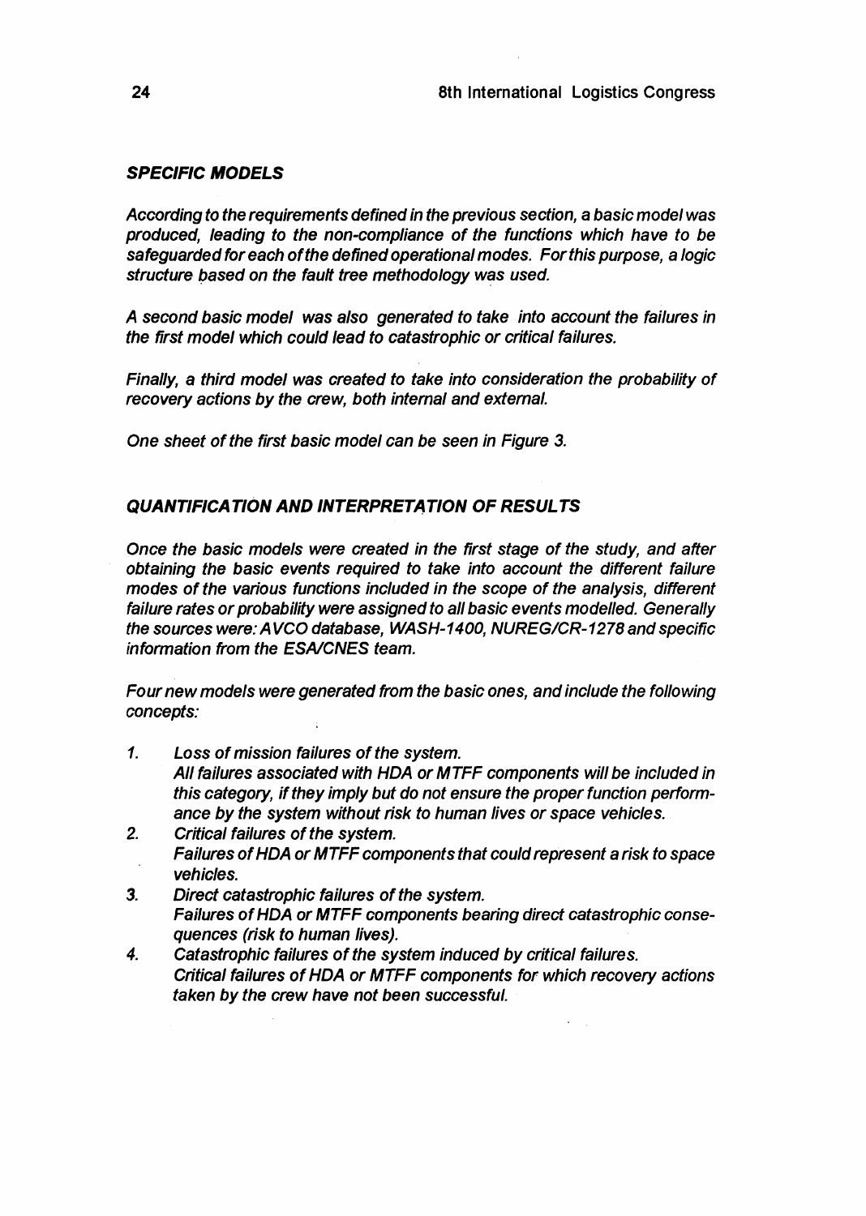## *SPECIFIC MODELS*

*According to the requirements defined in the previous section, a basic model was produced, leading to the non-compliance of the functions which have to be safeguarded for each of the defined operational modes. For this purpose, a logic structure based on the fault tree methodology was used.*

*A second basic model was also generated to take into account the failures in the first model which could lead to catastrophic or critical failures.*

*Finally, a third model was created to take into consideration the probability of recovery actions by the crew, both internal and external.*

*One sheet of the first basic model can be seen in Figure 3.*

## *QUANTIFICATION AND INTERPRETATION OF RESULTS*

*Once the basic models were created in the first stage of the study, and after obtaining the basic events required to take into account the different failure modes of the various functions included in the scope of the analysis, different failure rates or probability were assigned to all basic events modelled. Generally the sources were: AVCO database, WASH-1400, NUREG/CR-1278 and specific information from the ESA/CNES team.*

*Four new models were generated from the basic ones, and include the following concepts:*

1. *Loss of mission failures of the system.*
   *All failures associated with HDA or MTFF components will be included in this category, if they imply but do not ensure the proper function performance by the system without risk to human lives or space vehicles.*
2. *Critical failures of the system.*
   *Failures of HDA or MTFF components that could represent a risk to space vehicles.*
3. *Direct catastrophic failures of the system.*
   *Failures of HDA or MTFF components bearing direct catastrophic consequences (risk to human lives).*
4. *Catastrophic failures of the system induced by critical failures.*
   *Critical failures of HDA or MTFF components for which recovery actions taken by the crew have not been successful.*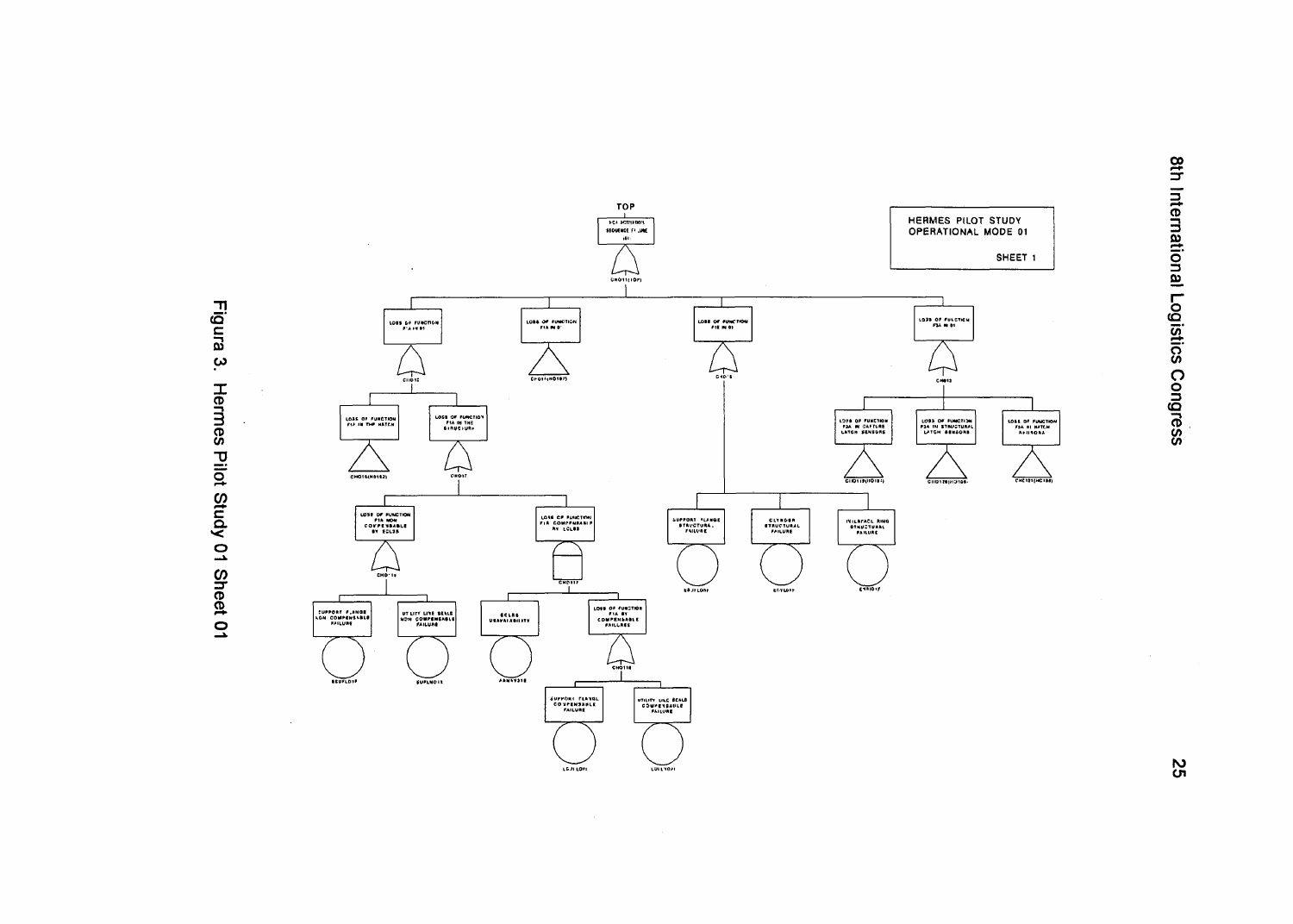TOP

HERMES PILOT STUDY
OPERATIONAL MODE 01

SHEET 1

Figura 3. Hermes Pilot Study 01 Sheet 01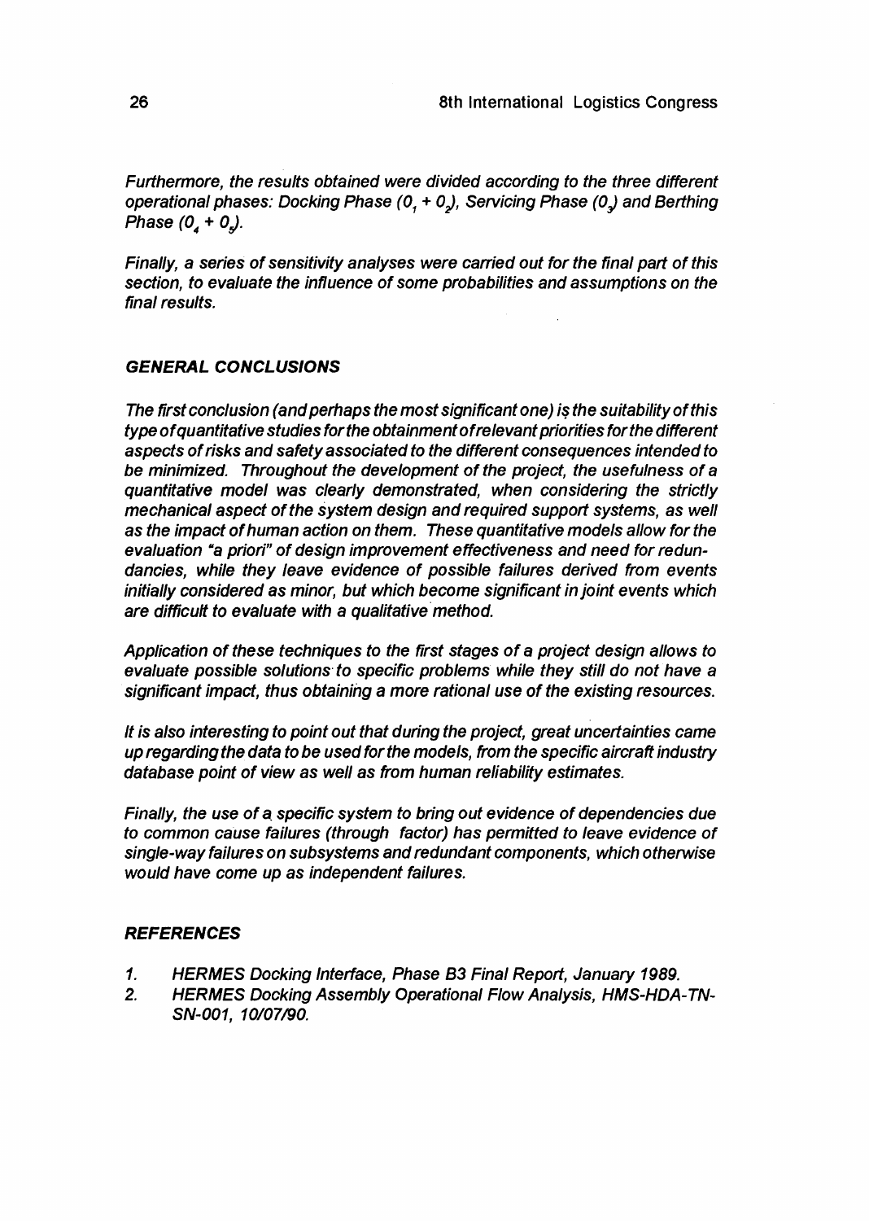*Furthermore, the results obtained were divided according to the three different operational phases: Docking Phase ($0_1 + 0_2$), Servicing Phase ($0_3$) and Berthing Phase ($0_4 + 0_5$).*

*Finally, a series of sensitivity analyses were carried out for the final part of this section, to evaluate the influence of some probabilities and assumptions on the final results.*

## *GENERAL CONCLUSIONS*

*The first conclusion (and perhaps the most significant one) is the suitability of this type of quantitative studies for the obtainment of relevant priorities for the different aspects of risks and safety associated to the different consequences intended to be minimized. Throughout the development of the project, the usefulness of a quantitative model was clearly demonstrated, when considering the strictly mechanical aspect of the system design and required support systems, as well as the impact of human action on them. These quantitative models allow for the evaluation "a priori" of design improvement effectiveness and need for redundancies, while they leave evidence of possible failures derived from events initially considered as minor, but which become significant in joint events which are difficult to evaluate with a qualitative method.*

*Application of these techniques to the first stages of a project design allows to evaluate possible solutions to specific problems while they still do not have a significant impact, thus obtaining a more rational use of the existing resources.*

*It is also interesting to point out that during the project, great uncertainties came up regarding the data to be used for the models, from the specific aircraft industry database point of view as well as from human reliability estimates.*

*Finally, the use of a specific system to bring out evidence of dependencies due to common cause failures (through factor) has permitted to leave evidence of single-way failures on subsystems and redundant components, which otherwise would have come up as independent failures.*

## *REFERENCES*

1. *HERMES Docking Interface, Phase B3 Final Report, January 1989.*
2. *HERMES Docking Assembly Operational Flow Analysis, HMS-HDA-TN-SN-001, 10/07/90.*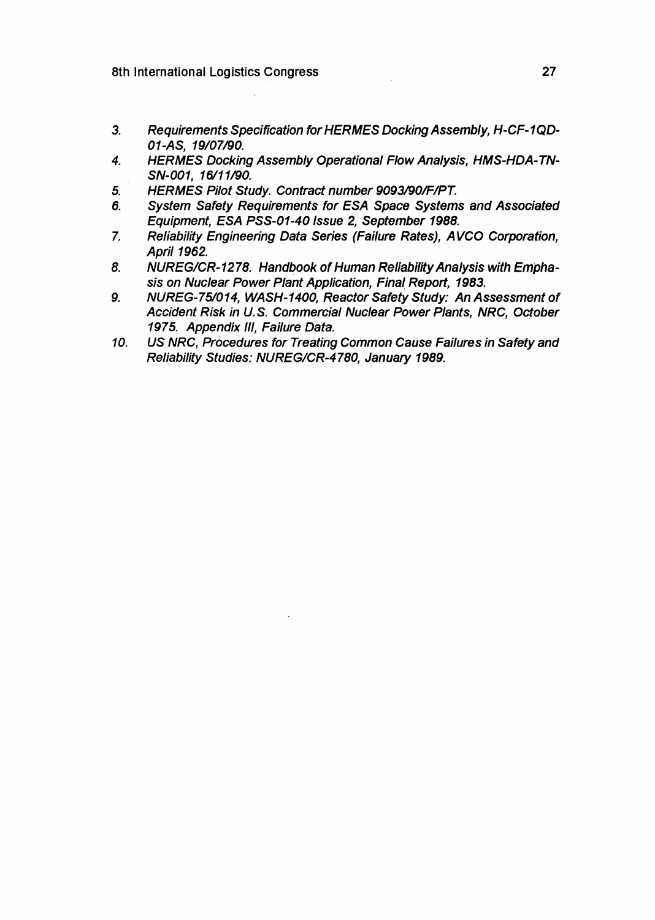3. *Requirements Specification for HERMES Docking Assembly, H-CF-1QD-01-AS, 19/07/90.*
4. *HERMES Docking Assembly Operational Flow Analysis, HMS-HDA-TN-SN-001, 16/11/90.*
5. *HERMES Pilot Study. Contract number 9093/90/F/PT.*
6. *System Safety Requirements for ESA Space Systems and Associated Equipment, ESA PSS-01-40 Issue 2, September 1988.*
7. *Reliability Engineering Data Series (Failure Rates), AVCO Corporation, April 1962.*
8. *NUREG/CR-1278. Handbook of Human Reliability Analysis with Emphasis on Nuclear Power Plant Application, Final Report, 1983.*
9. *NUREG-75/014, WASH-1400, Reactor Safety Study: An Assessment of Accident Risk in U.S. Commercial Nuclear Power Plants, NRC, October 1975. Appendix III, Failure Data.*
10. *US NRC, Procedures for Treating Common Cause Failures in Safety and Reliability Studies: NUREG/CR-4780, January 1989.*